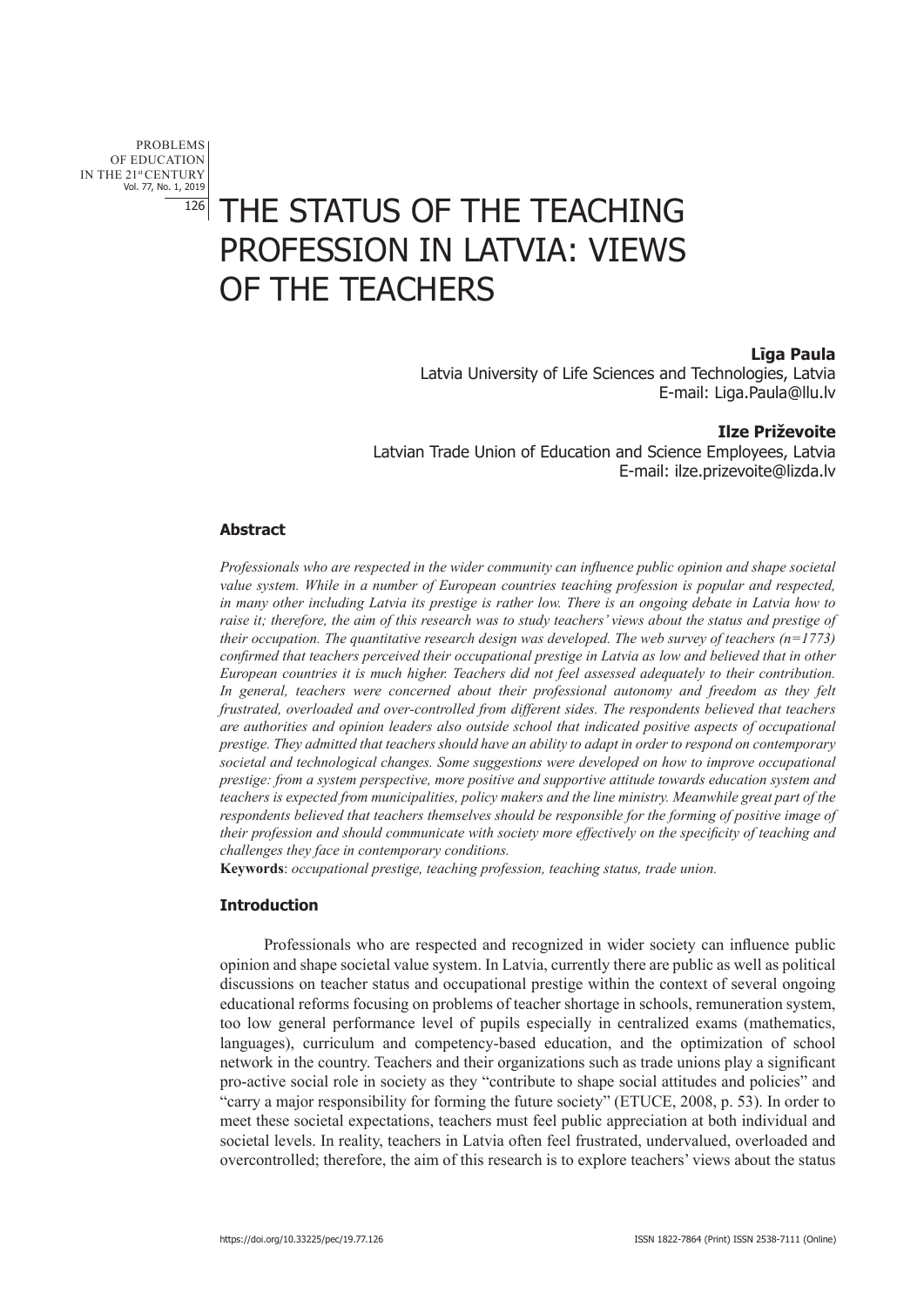# THE STATUS OF THE TEACHING PROFESSION IN LATVIA: VIEWS OF THE TEACHERS

**Līga Paula**
Latvia University of Life Sciences and Technologies, Latvia
E-mail: Liga.Paula@llu.lv

**Ilze Priževoite**
Latvian Trade Union of Education and Science Employees, Latvia
E-mail: ilze.prizevoite@lizda.lv

### Abstract

*Professionals who are respected in the wider community can influence public opinion and shape societal value system. While in a number of European countries teaching profession is popular and respected, in many other including Latvia its prestige is rather low. There is an ongoing debate in Latvia how to raise it; therefore, the aim of this research was to study teachers' views about the status and prestige of their occupation. The quantitative research design was developed. The web survey of teachers (n=1773) confirmed that teachers perceived their occupational prestige in Latvia as low and believed that in other European countries it is much higher. Teachers did not feel assessed adequately to their contribution. In general, teachers were concerned about their professional autonomy and freedom as they felt frustrated, overloaded and over-controlled from different sides. The respondents believed that teachers are authorities and opinion leaders also outside school that indicated positive aspects of occupational prestige. They admitted that teachers should have an ability to adapt in order to respond on contemporary societal and technological changes. Some suggestions were developed on how to improve occupational prestige: from a system perspective, more positive and supportive attitude towards education system and teachers is expected from municipalities, policy makers and the line ministry. Meanwhile great part of the respondents believed that teachers themselves should be responsible for the forming of positive image of their profession and should communicate with society more effectively on the specificity of teaching and challenges they face in contemporary conditions.*

**Keywords**: *occupational prestige, teaching profession, teaching status, trade union.*

### Introduction

Professionals who are respected and recognized in wider society can influence public opinion and shape societal value system. In Latvia, currently there are public as well as political discussions on teacher status and occupational prestige within the context of several ongoing educational reforms focusing on problems of teacher shortage in schools, remuneration system, too low general performance level of pupils especially in centralized exams (mathematics, languages), curriculum and competency-based education, and the optimization of school network in the country. Teachers and their organizations such as trade unions play a significant pro-active social role in society as they "contribute to shape social attitudes and policies" and "carry a major responsibility for forming the future society" (ETUCE, 2008, p. 53). In order to meet these societal expectations, teachers must feel public appreciation at both individual and societal levels. In reality, teachers in Latvia often feel frustrated, undervalued, overloaded and overcontrolled; therefore, the aim of this research is to explore teachers' views about the status

https://doi.org/10.33225/pec/19.77.126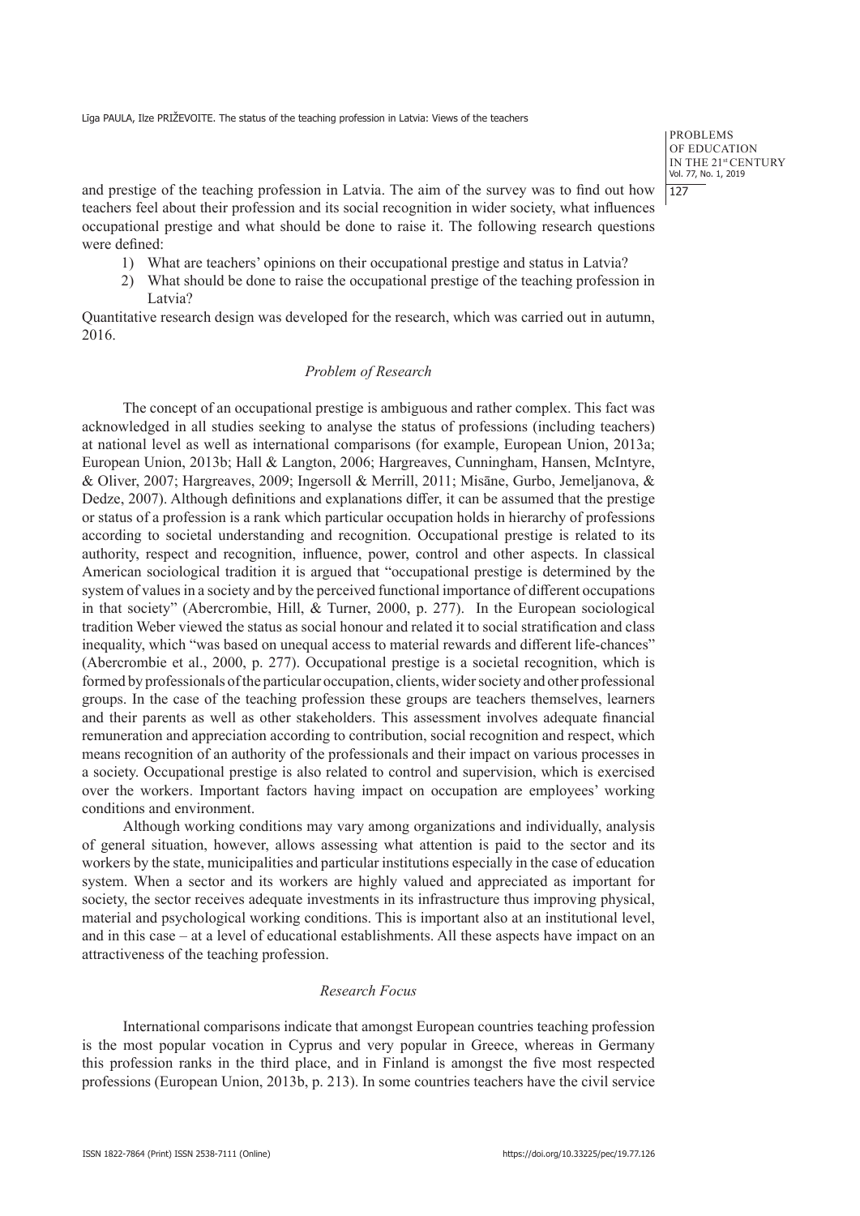and prestige of the teaching profession in Latvia. The aim of the survey was to find out how teachers feel about their profession and its social recognition in wider society, what influences occupational prestige and what should be done to raise it. The following research questions were defined:

1) What are teachers' opinions on their occupational prestige and status in Latvia?
2) What should be done to raise the occupational prestige of the teaching profession in Latvia?

Quantitative research design was developed for the research, which was carried out in autumn, 2016.

### *Problem of Research*

The concept of an occupational prestige is ambiguous and rather complex. This fact was acknowledged in all studies seeking to analyse the status of professions (including teachers) at national level as well as international comparisons (for example, European Union, 2013a; European Union, 2013b; Hall & Langton, 2006; Hargreaves, Cunningham, Hansen, McIntyre, & Oliver, 2007; Hargreaves, 2009; Ingersoll & Merrill, 2011; Misāne, Gurbo, Jemeljanova, & Dedze, 2007). Although definitions and explanations differ, it can be assumed that the prestige or status of a profession is a rank which particular occupation holds in hierarchy of professions according to societal understanding and recognition. Occupational prestige is related to its authority, respect and recognition, influence, power, control and other aspects. In classical American sociological tradition it is argued that "occupational prestige is determined by the system of values in a society and by the perceived functional importance of different occupations in that society" (Abercrombie, Hill, & Turner, 2000, p. 277). In the European sociological tradition Weber viewed the status as social honour and related it to social stratification and class inequality, which "was based on unequal access to material rewards and different life-chances" (Abercrombie et al., 2000, p. 277). Occupational prestige is a societal recognition, which is formed by professionals of the particular occupation, clients, wider society and other professional groups. In the case of the teaching profession these groups are teachers themselves, learners and their parents as well as other stakeholders. This assessment involves adequate financial remuneration and appreciation according to contribution, social recognition and respect, which means recognition of an authority of the professionals and their impact on various processes in a society. Occupational prestige is also related to control and supervision, which is exercised over the workers. Important factors having impact on occupation are employees' working conditions and environment.

Although working conditions may vary among organizations and individually, analysis of general situation, however, allows assessing what attention is paid to the sector and its workers by the state, municipalities and particular institutions especially in the case of education system. When a sector and its workers are highly valued and appreciated as important for society, the sector receives adequate investments in its infrastructure thus improving physical, material and psychological working conditions. This is important also at an institutional level, and in this case – at a level of educational establishments. All these aspects have impact on an attractiveness of the teaching profession.

### *Research Focus*

International comparisons indicate that amongst European countries teaching profession is the most popular vocation in Cyprus and very popular in Greece, whereas in Germany this profession ranks in the third place, and in Finland is amongst the five most respected professions (European Union, 2013b, p. 213). In some countries teachers have the civil service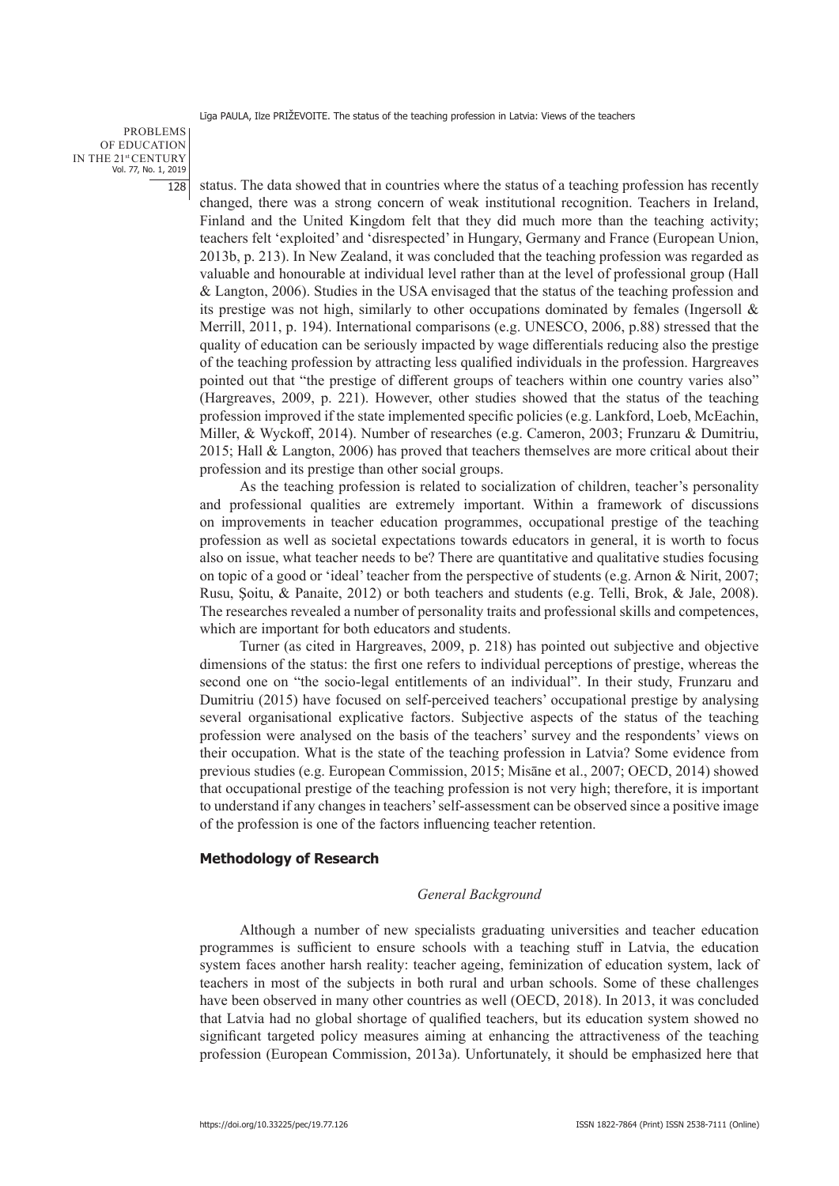status. The data showed that in countries where the status of a teaching profession has recently changed, there was a strong concern of weak institutional recognition. Teachers in Ireland, Finland and the United Kingdom felt that they did much more than the teaching activity; teachers felt 'exploited' and 'disrespected' in Hungary, Germany and France (European Union, 2013b, p. 213). In New Zealand, it was concluded that the teaching profession was regarded as valuable and honourable at individual level rather than at the level of professional group (Hall & Langton, 2006). Studies in the USA envisaged that the status of the teaching profession and its prestige was not high, similarly to other occupations dominated by females (Ingersoll & Merrill, 2011, p. 194). International comparisons (e.g. UNESCO, 2006, p.88) stressed that the quality of education can be seriously impacted by wage differentials reducing also the prestige of the teaching profession by attracting less qualified individuals in the profession. Hargreaves pointed out that "the prestige of different groups of teachers within one country varies also" (Hargreaves, 2009, p. 221). However, other studies showed that the status of the teaching profession improved if the state implemented specific policies (e.g. Lankford, Loeb, McEachin, Miller, & Wyckoff, 2014). Number of researches (e.g. Cameron, 2003; Frunzaru & Dumitriu, 2015; Hall & Langton, 2006) has proved that teachers themselves are more critical about their profession and its prestige than other social groups.

As the teaching profession is related to socialization of children, teacher's personality and professional qualities are extremely important. Within a framework of discussions on improvements in teacher education programmes, occupational prestige of the teaching profession as well as societal expectations towards educators in general, it is worth to focus also on issue, what teacher needs to be? There are quantitative and qualitative studies focusing on topic of a good or 'ideal' teacher from the perspective of students (e.g. Arnon & Nirit, 2007; Rusu, Şoitu, & Panaite, 2012) or both teachers and students (e.g. Telli, Brok, & Jale, 2008). The researches revealed a number of personality traits and professional skills and competences, which are important for both educators and students.

Turner (as cited in Hargreaves, 2009, p. 218) has pointed out subjective and objective dimensions of the status: the first one refers to individual perceptions of prestige, whereas the second one on "the socio-legal entitlements of an individual". In their study, Frunzaru and Dumitriu (2015) have focused on self-perceived teachers' occupational prestige by analysing several organisational explicative factors. Subjective aspects of the status of the teaching profession were analysed on the basis of the teachers' survey and the respondents' views on their occupation. What is the state of the teaching profession in Latvia? Some evidence from previous studies (e.g. European Commission, 2015; Misāne et al., 2007; OECD, 2014) showed that occupational prestige of the teaching profession is not very high; therefore, it is important to understand if any changes in teachers' self-assessment can be observed since a positive image of the profession is one of the factors influencing teacher retention.

## Methodology of Research

### *General Background*

Although a number of new specialists graduating universities and teacher education programmes is sufficient to ensure schools with a teaching stuff in Latvia, the education system faces another harsh reality: teacher ageing, feminization of education system, lack of teachers in most of the subjects in both rural and urban schools. Some of these challenges have been observed in many other countries as well (OECD, 2018). In 2013, it was concluded that Latvia had no global shortage of qualified teachers, but its education system showed no significant targeted policy measures aiming at enhancing the attractiveness of the teaching profession (European Commission, 2013a). Unfortunately, it should be emphasized here that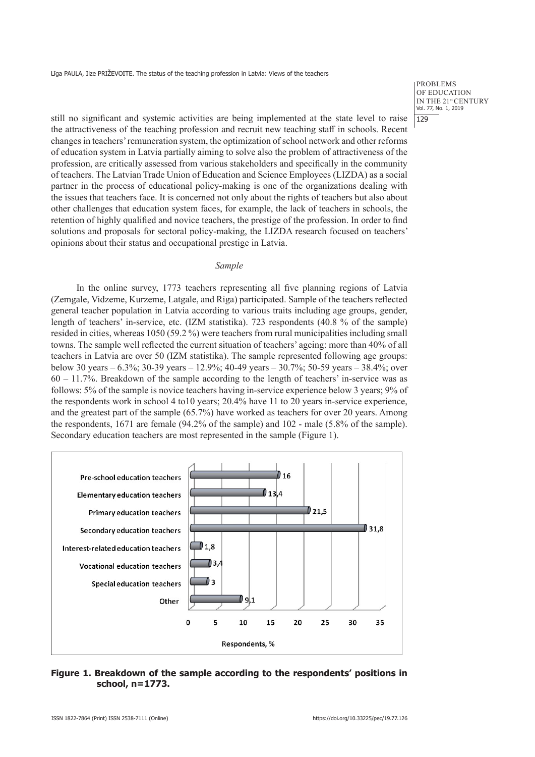still no significant and systemic activities are being implemented at the state level to raise the attractiveness of the teaching profession and recruit new teaching staff in schools. Recent changes in teachers' remuneration system, the optimization of school network and other reforms of education system in Latvia partially aiming to solve also the problem of attractiveness of the profession, are critically assessed from various stakeholders and specifically in the community of teachers. The Latvian Trade Union of Education and Science Employees (LIZDA) as a social partner in the process of educational policy-making is one of the organizations dealing with the issues that teachers face. It is concerned not only about the rights of teachers but also about other challenges that education system faces, for example, the lack of teachers in schools, the retention of highly qualified and novice teachers, the prestige of the profession. In order to find solutions and proposals for sectoral policy-making, the LIZDA research focused on teachers' opinions about their status and occupational prestige in Latvia.

### *Sample*

In the online survey, 1773 teachers representing all five planning regions of Latvia (Zemgale, Vidzeme, Kurzeme, Latgale, and Riga) participated. Sample of the teachers reflected general teacher population in Latvia according to various traits including age groups, gender, length of teachers' in-service, etc. (IZM statistika). 723 respondents (40.8 % of the sample) resided in cities, whereas 1050 (59.2 %) were teachers from rural municipalities including small towns. The sample well reflected the current situation of teachers' ageing: more than 40% of all teachers in Latvia are over 50 (IZM statistika). The sample represented following age groups: below 30 years – 6.3%; 30-39 years – 12.9%; 40-49 years – 30.7%; 50-59 years – 38.4%; over 60 – 11.7%. Breakdown of the sample according to the length of teachers' in-service was as follows: 5% of the sample is novice teachers having in-service experience below 3 years; 9% of the respondents work in school 4 to10 years; 20.4% have 11 to 20 years in-service experience, and the greatest part of the sample (65.7%) have worked as teachers for over 20 years. Among the respondents, 1671 are female (94.2% of the sample) and 102 - male (5.8% of the sample). Secondary education teachers are most represented in the sample (Figure 1).

| Position | Respondents, % |
| --- | --- |
| Pre-school education teachers | 16 |
| Elementary education teachers | 13,4 |
| Primary education teachers | 21,5 |
| Secondary education teachers | 31,8 |
| Interest-related education teachers | 1,8 |
| Vocational education teachers | 3,4 |
| Special education teachers | 3 |
| Other | 9,1 |

**Figure 1. Breakdown of the sample according to the respondents' positions in school, n=1773.**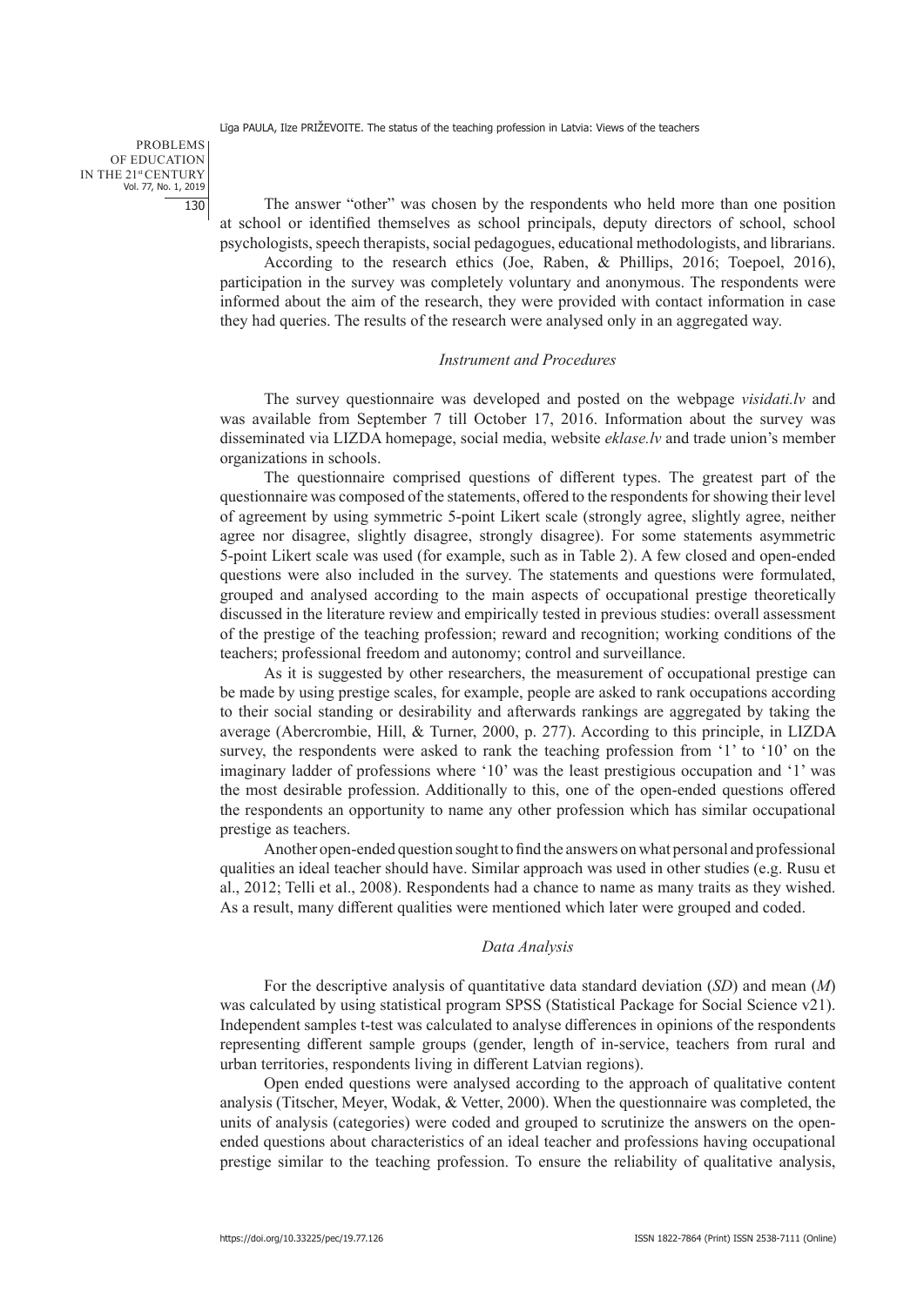The answer "other" was chosen by the respondents who held more than one position at school or identified themselves as school principals, deputy directors of school, school psychologists, speech therapists, social pedagogues, educational methodologists, and librarians.

According to the research ethics (Joe, Raben, & Phillips, 2016; Toepoel, 2016), participation in the survey was completely voluntary and anonymous. The respondents were informed about the aim of the research, they were provided with contact information in case they had queries. The results of the research were analysed only in an aggregated way.

### *Instrument and Procedures*

The survey questionnaire was developed and posted on the webpage *visidati.lv* and was available from September 7 till October 17, 2016. Information about the survey was disseminated via LIZDA homepage, social media, website *eklase.lv* and trade union's member organizations in schools.

The questionnaire comprised questions of different types. The greatest part of the questionnaire was composed of the statements, offered to the respondents for showing their level of agreement by using symmetric 5-point Likert scale (strongly agree, slightly agree, neither agree nor disagree, slightly disagree, strongly disagree). For some statements asymmetric 5-point Likert scale was used (for example, such as in Table 2). A few closed and open-ended questions were also included in the survey. The statements and questions were formulated, grouped and analysed according to the main aspects of occupational prestige theoretically discussed in the literature review and empirically tested in previous studies: overall assessment of the prestige of the teaching profession; reward and recognition; working conditions of the teachers; professional freedom and autonomy; control and surveillance.

As it is suggested by other researchers, the measurement of occupational prestige can be made by using prestige scales, for example, people are asked to rank occupations according to their social standing or desirability and afterwards rankings are aggregated by taking the average (Abercrombie, Hill, & Turner, 2000, p. 277). According to this principle, in LIZDA survey, the respondents were asked to rank the teaching profession from '1' to '10' on the imaginary ladder of professions where '10' was the least prestigious occupation and '1' was the most desirable profession. Additionally to this, one of the open-ended questions offered the respondents an opportunity to name any other profession which has similar occupational prestige as teachers.

Another open-ended question sought to find the answers on what personal and professional qualities an ideal teacher should have. Similar approach was used in other studies (e.g. Rusu et al., 2012; Telli et al., 2008). Respondents had a chance to name as many traits as they wished. As a result, many different qualities were mentioned which later were grouped and coded.

### *Data Analysis*

For the descriptive analysis of quantitative data standard deviation (*SD*) and mean (*M*) was calculated by using statistical program SPSS (Statistical Package for Social Science v21). Independent samples t-test was calculated to analyse differences in opinions of the respondents representing different sample groups (gender, length of in-service, teachers from rural and urban territories, respondents living in different Latvian regions).

Open ended questions were analysed according to the approach of qualitative content analysis (Titscher, Meyer, Wodak, & Vetter, 2000). When the questionnaire was completed, the units of analysis (categories) were coded and grouped to scrutinize the answers on the open-ended questions about characteristics of an ideal teacher and professions having occupational prestige similar to the teaching profession. To ensure the reliability of qualitative analysis,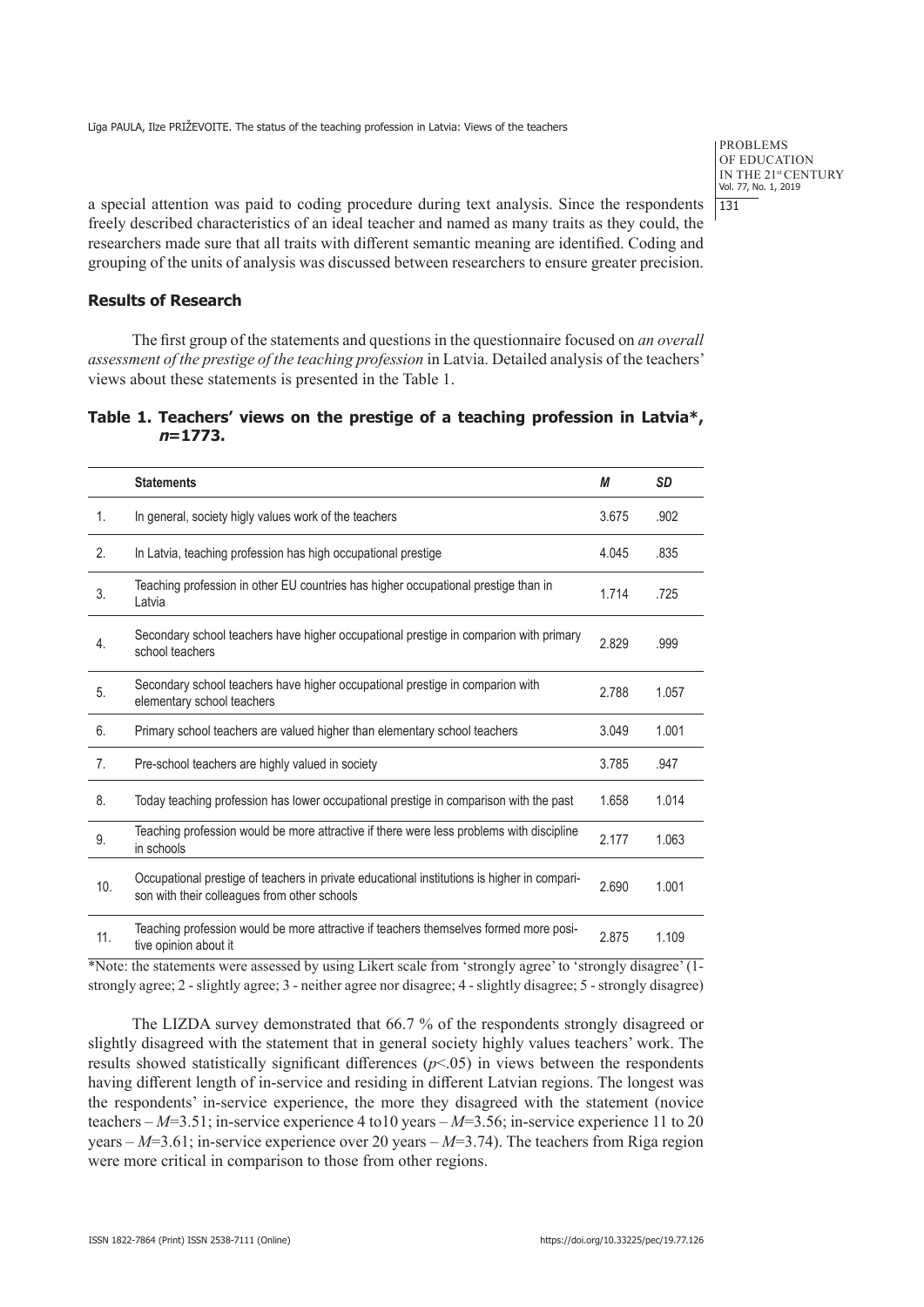a special attention was paid to coding procedure during text analysis. Since the respondents freely described characteristics of an ideal teacher and named as many traits as they could, the researchers made sure that all traits with different semantic meaning are identified. Coding and grouping of the units of analysis was discussed between researchers to ensure greater precision.

## Results of Research

The first group of the statements and questions in the questionnaire focused on *an overall assessment of the prestige of the teaching profession* in Latvia. Detailed analysis of the teachers' views about these statements is presented in the Table 1.

**Table 1. Teachers' views on the prestige of a teaching profession in Latvia\*, *n*=1773.**

| | **Statements** | ***M*** | ***SD*** |
|---|---|---|---|
| 1. | In general, society higly values work of the teachers | 3.675 | .902 |
| 2. | In Latvia, teaching profession has high occupational prestige | 4.045 | .835 |
| 3. | Teaching profession in other EU countries has higher occupational prestige than in Latvia | 1.714 | .725 |
| 4. | Secondary school teachers have higher occupational prestige in comparion with primary school teachers | 2.829 | .999 |
| 5. | Secondary school teachers have higher occupational prestige in comparion with elementary school teachers | 2.788 | 1.057 |
| 6. | Primary school teachers are valued higher than elementary school teachers | 3.049 | 1.001 |
| 7. | Pre-school teachers are highly valued in society | 3.785 | .947 |
| 8. | Today teaching profession has lower occupational prestige in comparison with the past | 1.658 | 1.014 |
| 9. | Teaching profession would be more attractive if there were less problems with discipline in schools | 2.177 | 1.063 |
| 10. | Occupational prestige of teachers in private educational institutions is higher in comparison with their colleagues from other schools | 2.690 | 1.001 |
| 11. | Teaching profession would be more attractive if teachers themselves formed more positive opinion about it | 2.875 | 1.109 |

\*Note: the statements were assessed by using Likert scale from 'strongly agree' to 'strongly disagree' (1- strongly agree; 2 - slightly agree; 3 - neither agree nor disagree; 4 - slightly disagree; 5 - strongly disagree)

The LIZDA survey demonstrated that 66.7 % of the respondents strongly disagreed or slightly disagreed with the statement that in general society highly values teachers' work. The results showed statistically significant differences ($p<.05$) in views between the respondents having different length of in-service and residing in different Latvian regions. The longest was the respondents' in-service experience, the more they disagreed with the statement (novice teachers – $M$=3.51; in-service experience 4 to10 years – $M$=3.56; in-service experience 11 to 20 years – $M$=3.61; in-service experience over 20 years – $M$=3.74). The teachers from Riga region were more critical in comparison to those from other regions.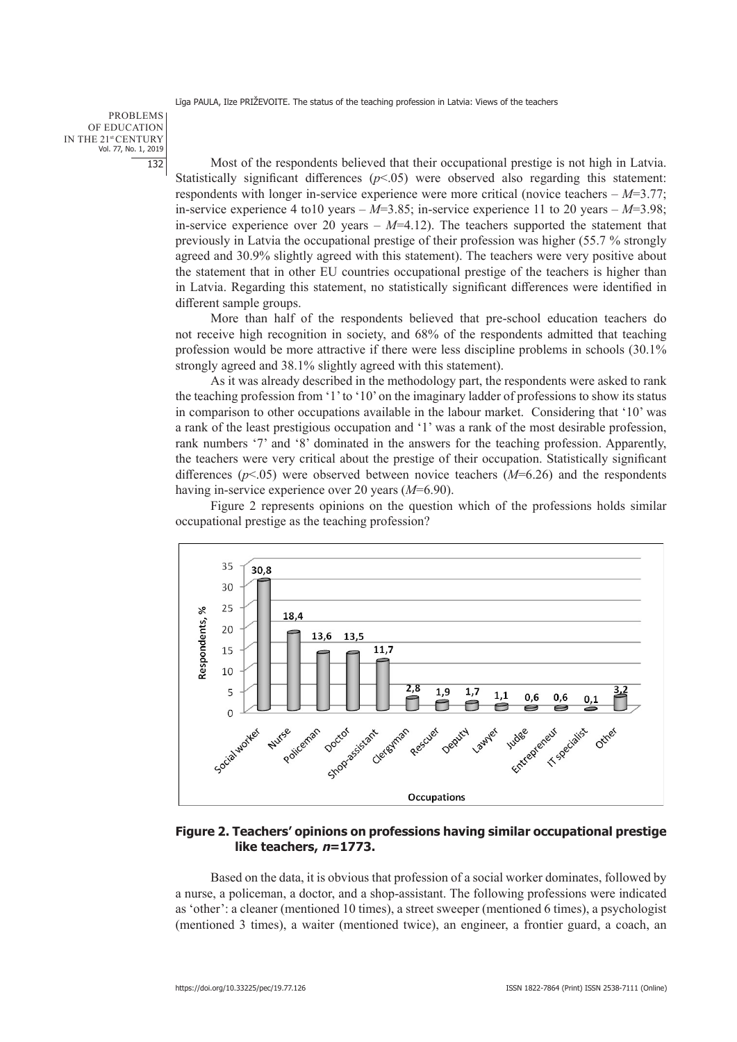Most of the respondents believed that their occupational prestige is not high in Latvia. Statistically significant differences ($p<.05$) were observed also regarding this statement: respondents with longer in-service experience were more critical (novice teachers – $M$=3.77; in-service experience 4 to10 years – $M$=3.85; in-service experience 11 to 20 years – $M$=3.98; in-service experience over 20 years – $M$=4.12). The teachers supported the statement that previously in Latvia the occupational prestige of their profession was higher (55.7 % strongly agreed and 30.9% slightly agreed with this statement). The teachers were very positive about the statement that in other EU countries occupational prestige of the teachers is higher than in Latvia. Regarding this statement, no statistically significant differences were identified in different sample groups.

More than half of the respondents believed that pre-school education teachers do not receive high recognition in society, and 68% of the respondents admitted that teaching profession would be more attractive if there were less discipline problems in schools (30.1% strongly agreed and 38.1% slightly agreed with this statement).

As it was already described in the methodology part, the respondents were asked to rank the teaching profession from '1' to '10' on the imaginary ladder of professions to show its status in comparison to other occupations available in the labour market. Considering that '10' was a rank of the least prestigious occupation and '1' was a rank of the most desirable profession, rank numbers '7' and '8' dominated in the answers for the teaching profession. Apparently, the teachers were very critical about the prestige of their occupation. Statistically significant differences ($p<.05$) were observed between novice teachers ($M$=6.26) and the respondents having in-service experience over 20 years ($M$=6.90).

Figure 2 represents opinions on the question which of the professions holds similar occupational prestige as the teaching profession?

| Occupations | Respondents, % |
|---|---|
| Social worker | 30,8 |
| Nurse | 18,4 |
| Policeman | 13,6 |
| Doctor | 13,5 |
| Shop-assistant | 11,7 |
| Clergyman | 2,8 |
| Rescuer | 1,9 |
| Deputy | 1,7 |
| Lawyer | 1,1 |
| Judge | 0,6 |
| Entrepreneur | 0,6 |
| IT specialist | 0,1 |
| Other | 3,2 |

**Figure 2. Teachers' opinions on professions having similar occupational prestige like teachers, *n*=1773.**

Based on the data, it is obvious that profession of a social worker dominates, followed by a nurse, a policeman, a doctor, and a shop-assistant. The following professions were indicated as 'other': a cleaner (mentioned 10 times), a street sweeper (mentioned 6 times), a psychologist (mentioned 3 times), a waiter (mentioned twice), an engineer, a frontier guard, a coach, an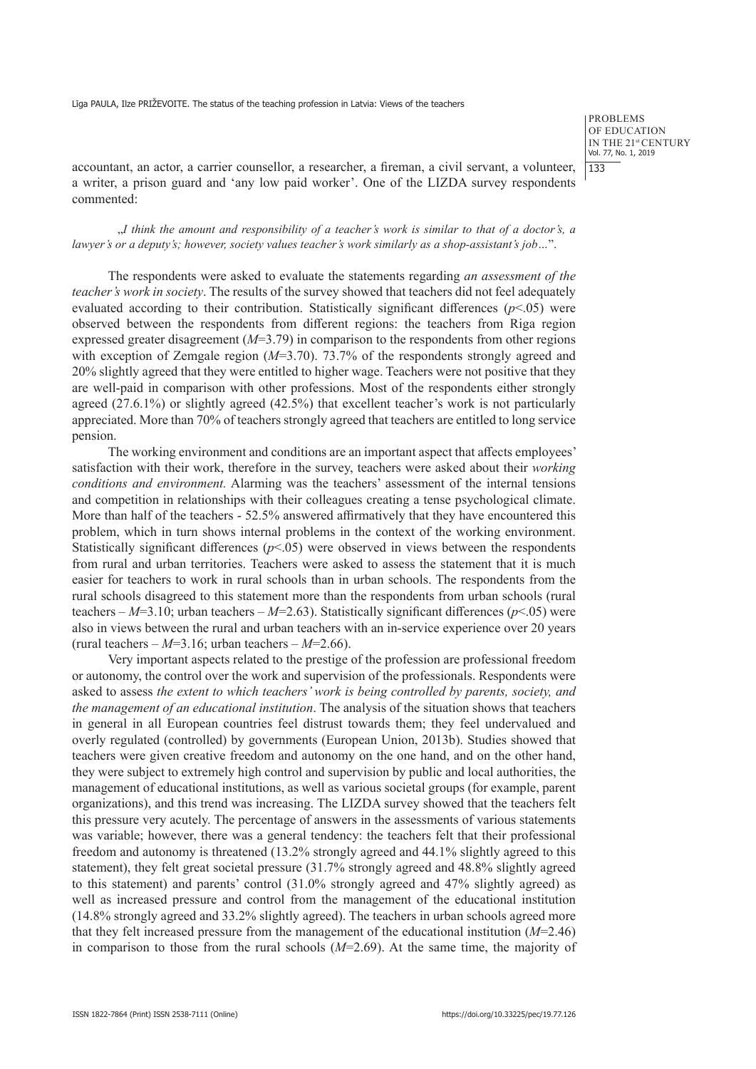accountant, an actor, a carrier counsellor, a researcher, a fireman, a civil servant, a volunteer, a writer, a prison guard and 'any low paid worker'. One of the LIZDA survey respondents commented:

„*I think the amount and responsibility of a teacher's work is similar to that of a doctor's, a lawyer's or a deputy's; however, society values teacher's work similarly as a shop-assistant's job…*".

The respondents were asked to evaluate the statements regarding *an assessment of the teacher's work in society*. The results of the survey showed that teachers did not feel adequately evaluated according to their contribution. Statistically significant differences ($p<.05$) were observed between the respondents from different regions: the teachers from Riga region expressed greater disagreement ($M$=3.79) in comparison to the respondents from other regions with exception of Zemgale region ($M$=3.70). 73.7% of the respondents strongly agreed and 20% slightly agreed that they were entitled to higher wage. Teachers were not positive that they are well-paid in comparison with other professions. Most of the respondents either strongly agreed (27.6.1%) or slightly agreed (42.5%) that excellent teacher's work is not particularly appreciated. More than 70% of teachers strongly agreed that teachers are entitled to long service pension.

The working environment and conditions are an important aspect that affects employees' satisfaction with their work, therefore in the survey, teachers were asked about their *working conditions and environment.* Alarming was the teachers' assessment of the internal tensions and competition in relationships with their colleagues creating a tense psychological climate. More than half of the teachers - 52.5% answered affirmatively that they have encountered this problem, which in turn shows internal problems in the context of the working environment. Statistically significant differences ($p<.05$) were observed in views between the respondents from rural and urban territories. Teachers were asked to assess the statement that it is much easier for teachers to work in rural schools than in urban schools. The respondents from the rural schools disagreed to this statement more than the respondents from urban schools (rural teachers – $M$=3.10; urban teachers – $M$=2.63). Statistically significant differences ($p<.05$) were also in views between the rural and urban teachers with an in-service experience over 20 years (rural teachers – $M$=3.16; urban teachers – $M$=2.66).

Very important aspects related to the prestige of the profession are professional freedom or autonomy, the control over the work and supervision of the professionals. Respondents were asked to assess *the extent to which teachers' work is being controlled by parents, society, and the management of an educational institution*. The analysis of the situation shows that teachers in general in all European countries feel distrust towards them; they feel undervalued and overly regulated (controlled) by governments (European Union, 2013b). Studies showed that teachers were given creative freedom and autonomy on the one hand, and on the other hand, they were subject to extremely high control and supervision by public and local authorities, the management of educational institutions, as well as various societal groups (for example, parent organizations), and this trend was increasing. The LIZDA survey showed that the teachers felt this pressure very acutely. The percentage of answers in the assessments of various statements was variable; however, there was a general tendency: the teachers felt that their professional freedom and autonomy is threatened (13.2% strongly agreed and 44.1% slightly agreed to this statement), they felt great societal pressure (31.7% strongly agreed and 48.8% slightly agreed to this statement) and parents' control (31.0% strongly agreed and 47% slightly agreed) as well as increased pressure and control from the management of the educational institution (14.8% strongly agreed and 33.2% slightly agreed). The teachers in urban schools agreed more that they felt increased pressure from the management of the educational institution ($M$=2.46) in comparison to those from the rural schools ($M$=2.69). At the same time, the majority of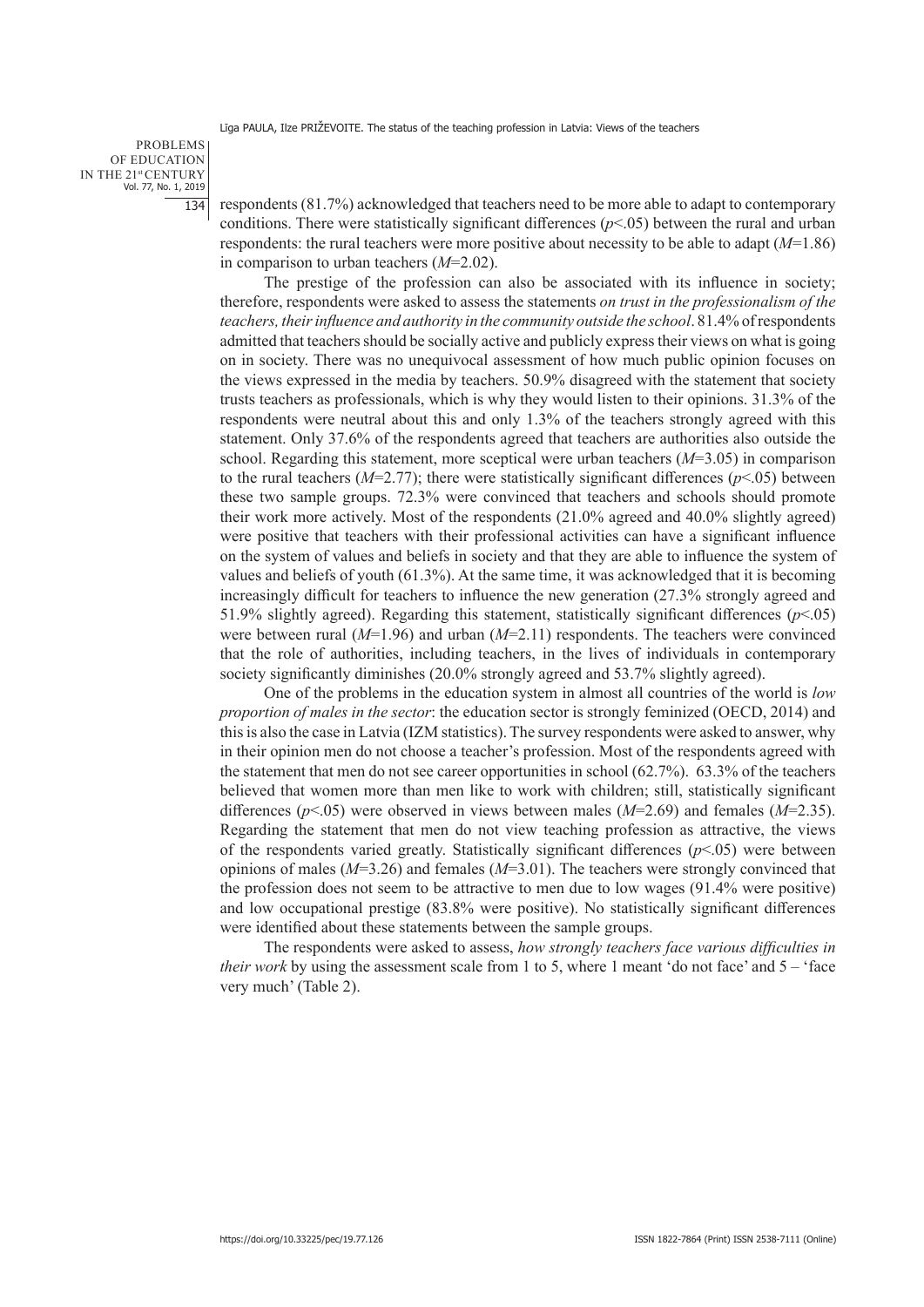respondents (81.7%) acknowledged that teachers need to be more able to adapt to contemporary conditions. There were statistically significant differences ($p<.05$) between the rural and urban respondents: the rural teachers were more positive about necessity to be able to adapt ($M=1.86$) in comparison to urban teachers ($M=2.02$).

The prestige of the profession can also be associated with its influence in society; therefore, respondents were asked to assess the statements *on trust in the professionalism of the teachers, their influence and authority in the community outside the school*. 81.4% of respondents admitted that teachers should be socially active and publicly express their views on what is going on in society. There was no unequivocal assessment of how much public opinion focuses on the views expressed in the media by teachers. 50.9% disagreed with the statement that society trusts teachers as professionals, which is why they would listen to their opinions. 31.3% of the respondents were neutral about this and only 1.3% of the teachers strongly agreed with this statement. Only 37.6% of the respondents agreed that teachers are authorities also outside the school. Regarding this statement, more sceptical were urban teachers ($M=3.05$) in comparison to the rural teachers ($M=2.77$); there were statistically significant differences ($p<.05$) between these two sample groups. 72.3% were convinced that teachers and schools should promote their work more actively. Most of the respondents (21.0% agreed and 40.0% slightly agreed) were positive that teachers with their professional activities can have a significant influence on the system of values and beliefs in society and that they are able to influence the system of values and beliefs of youth (61.3%). At the same time, it was acknowledged that it is becoming increasingly difficult for teachers to influence the new generation (27.3% strongly agreed and 51.9% slightly agreed). Regarding this statement, statistically significant differences ($p<.05$) were between rural ($M=1.96$) and urban ($M=2.11$) respondents. The teachers were convinced that the role of authorities, including teachers, in the lives of individuals in contemporary society significantly diminishes (20.0% strongly agreed and 53.7% slightly agreed).

One of the problems in the education system in almost all countries of the world is *low proportion of males in the sector*: the education sector is strongly feminized (OECD, 2014) and this is also the case in Latvia (IZM statistics). The survey respondents were asked to answer, why in their opinion men do not choose a teacher's profession. Most of the respondents agreed with the statement that men do not see career opportunities in school (62.7%). 63.3% of the teachers believed that women more than men like to work with children; still, statistically significant differences ($p<.05$) were observed in views between males ($M=2.69$) and females ($M=2.35$). Regarding the statement that men do not view teaching profession as attractive, the views of the respondents varied greatly. Statistically significant differences ($p<.05$) were between opinions of males ($M=3.26$) and females ($M=3.01$). The teachers were strongly convinced that the profession does not seem to be attractive to men due to low wages (91.4% were positive) and low occupational prestige (83.8% were positive). No statistically significant differences were identified about these statements between the sample groups.

The respondents were asked to assess, *how strongly teachers face various difficulties in their work* by using the assessment scale from 1 to 5, where 1 meant 'do not face' and 5 – 'face very much' (Table 2).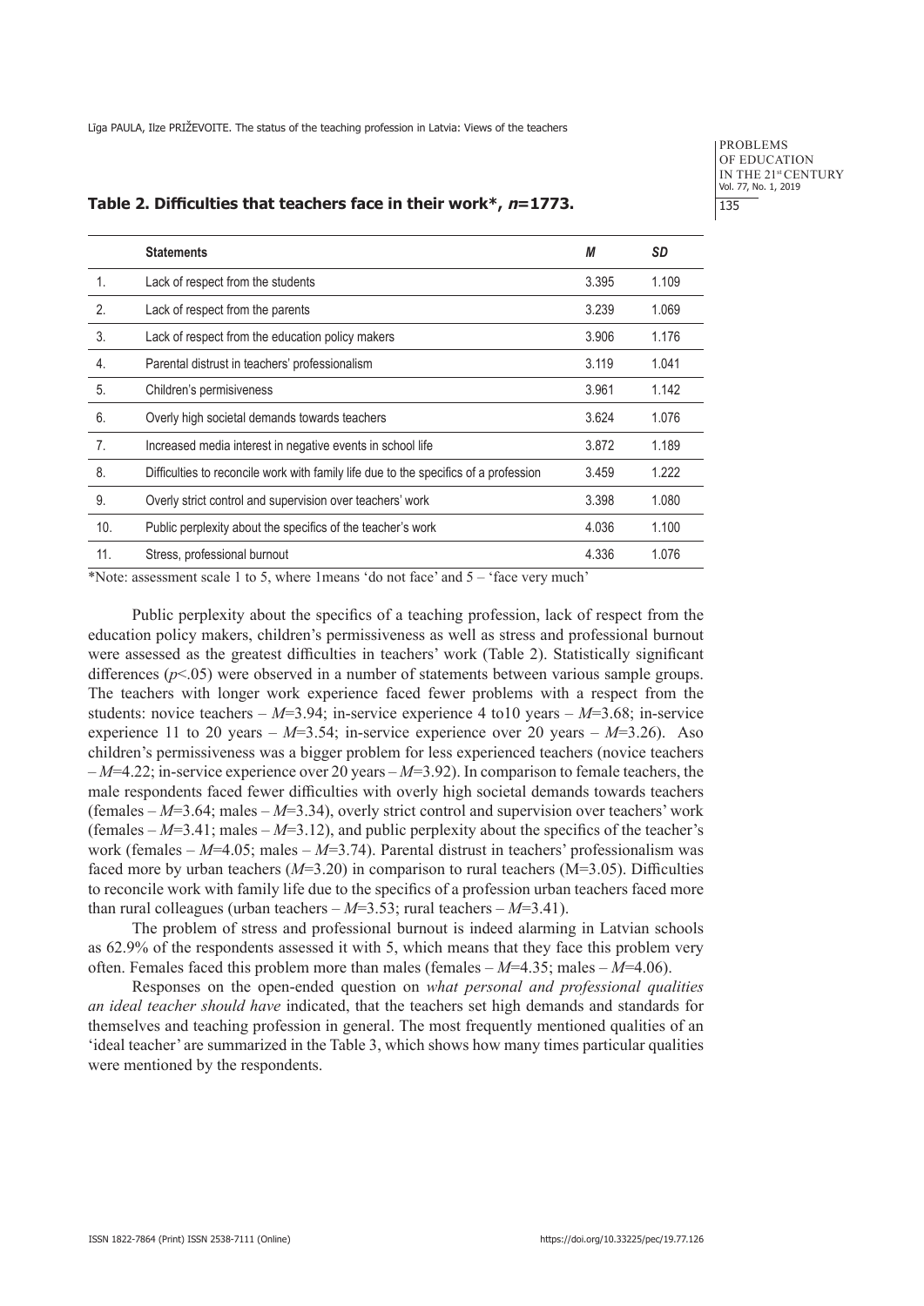**Table 2. Difficulties that teachers face in their work*, *n*=1773.**

| | Statements | *M* | *SD* |
|---|---|---|---|
| 1. | Lack of respect from the students | 3.395 | 1.109 |
| 2. | Lack of respect from the parents | 3.239 | 1.069 |
| 3. | Lack of respect from the education policy makers | 3.906 | 1.176 |
| 4. | Parental distrust in teachers' professionalism | 3.119 | 1.041 |
| 5. | Children's permisiveness | 3.961 | 1.142 |
| 6. | Overly high societal demands towards teachers | 3.624 | 1.076 |
| 7. | Increased media interest in negative events in school life | 3.872 | 1.189 |
| 8. | Difficulties to reconcile work with family life due to the specifics of a profession | 3.459 | 1.222 |
| 9. | Overly strict control and supervision over teachers' work | 3.398 | 1.080 |
| 10. | Public perplexity about the specifics of the teacher's work | 4.036 | 1.100 |
| 11. | Stress, professional burnout | 4.336 | 1.076 |

*Note: assessment scale 1 to 5, where 1means 'do not face' and 5 – 'face very much'

Public perplexity about the specifics of a teaching profession, lack of respect from the education policy makers, children's permissiveness as well as stress and professional burnout were assessed as the greatest difficulties in teachers' work (Table 2). Statistically significant differences ($p<.05$) were observed in a number of statements between various sample groups. The teachers with longer work experience faced fewer problems with a respect from the students: novice teachers – $M$=3.94; in-service experience 4 to10 years – $M$=3.68; in-service experience 11 to 20 years – $M$=3.54; in-service experience over 20 years – $M$=3.26). Aso children's permissiveness was a bigger problem for less experienced teachers (novice teachers – $M$=4.22; in-service experience over 20 years – $M$=3.92). In comparison to female teachers, the male respondents faced fewer difficulties with overly high societal demands towards teachers (females – $M$=3.64; males – $M$=3.34), overly strict control and supervision over teachers' work (females – $M$=3.41; males – $M$=3.12), and public perplexity about the specifics of the teacher's work (females – $M$=4.05; males – $M$=3.74). Parental distrust in teachers' professionalism was faced more by urban teachers ($M$=3.20) in comparison to rural teachers (M=3.05). Difficulties to reconcile work with family life due to the specifics of a profession urban teachers faced more than rural colleagues (urban teachers – $M$=3.53; rural teachers – $M$=3.41).

The problem of stress and professional burnout is indeed alarming in Latvian schools as 62.9% of the respondents assessed it with 5, which means that they face this problem very often. Females faced this problem more than males (females – $M$=4.35; males – $M$=4.06).

Responses on the open-ended question on *what personal and professional qualities an ideal teacher should have* indicated, that the teachers set high demands and standards for themselves and teaching profession in general. The most frequently mentioned qualities of an 'ideal teacher' are summarized in the Table 3, which shows how many times particular qualities were mentioned by the respondents.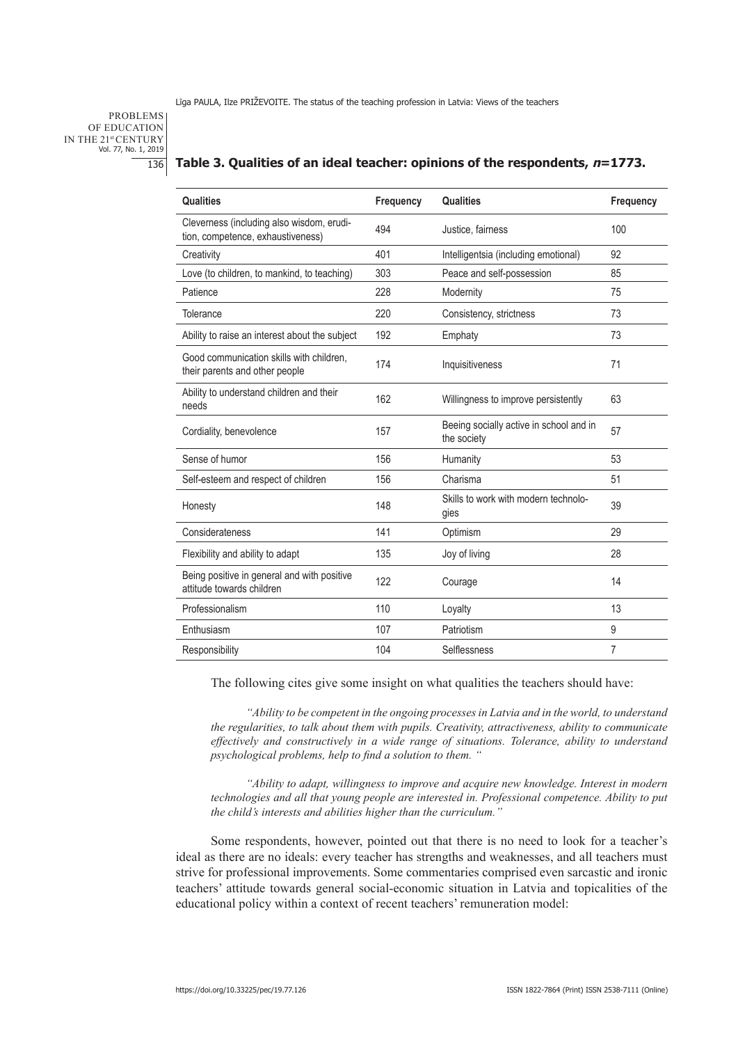**Table 3. Qualities of an ideal teacher: opinions of the respondents, *n*=1773.**

| Qualities | Frequency | Qualities | Frequency |
|---|---|---|---|
| Cleverness (including also wisdom, erudition, competence, exhaustiveness) | 494 | Justice, fairness | 100 |
| Creativity | 401 | Intelligentsia (including emotional) | 92 |
| Love (to children, to mankind, to teaching) | 303 | Peace and self-possession | 85 |
| Patience | 228 | Modernity | 75 |
| Tolerance | 220 | Consistency, strictness | 73 |
| Ability to raise an interest about the subject | 192 | Emphaty | 73 |
| Good communication skills with children, their parents and other people | 174 | Inquisitiveness | 71 |
| Ability to understand children and their needs | 162 | Willingness to improve persistently | 63 |
| Cordiality, benevolence | 157 | Beeing socially active in school and in the society | 57 |
| Sense of humor | 156 | Humanity | 53 |
| Self-esteem and respect of children | 156 | Charisma | 51 |
| Honesty | 148 | Skills to work with modern technologies | 39 |
| Considerateness | 141 | Optimism | 29 |
| Flexibility and ability to adapt | 135 | Joy of living | 28 |
| Being positive in general and with positive attitude towards children | 122 | Courage | 14 |
| Professionalism | 110 | Loyalty | 13 |
| Enthusiasm | 107 | Patriotism | 9 |
| Responsibility | 104 | Selflessness | 7 |

The following cites give some insight on what qualities the teachers should have:

*"Ability to be competent in the ongoing processes in Latvia and in the world, to understand the regularities, to talk about them with pupils. Creativity, attractiveness, ability to communicate effectively and constructively in a wide range of situations. Tolerance, ability to understand psychological problems, help to find a solution to them. "*

*"Ability to adapt, willingness to improve and acquire new knowledge. Interest in modern technologies and all that young people are interested in. Professional competence. Ability to put the child's interests and abilities higher than the curriculum."*

Some respondents, however, pointed out that there is no need to look for a teacher's ideal as there are no ideals: every teacher has strengths and weaknesses, and all teachers must strive for professional improvements. Some commentaries comprised even sarcastic and ironic teachers' attitude towards general social-economic situation in Latvia and topicalities of the educational policy within a context of recent teachers' remuneration model: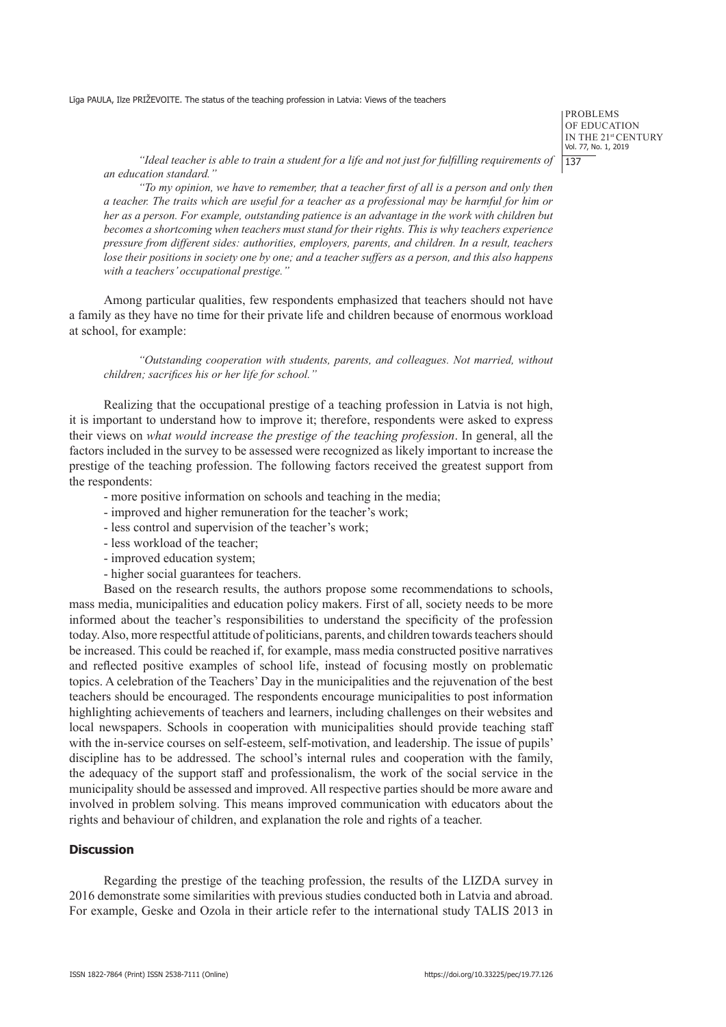*"Ideal teacher is able to train a student for a life and not just for fulfilling requirements of an education standard."*

*"To my opinion, we have to remember, that a teacher first of all is a person and only then a teacher. The traits which are useful for a teacher as a professional may be harmful for him or her as a person. For example, outstanding patience is an advantage in the work with children but becomes a shortcoming when teachers must stand for their rights. This is why teachers experience pressure from different sides: authorities, employers, parents, and children. In a result, teachers lose their positions in society one by one; and a teacher suffers as a person, and this also happens with a teachers' occupational prestige."*

Among particular qualities, few respondents emphasized that teachers should not have a family as they have no time for their private life and children because of enormous workload at school, for example:

*"Outstanding cooperation with students, parents, and colleagues. Not married, without children; sacrifices his or her life for school."*

Realizing that the occupational prestige of a teaching profession in Latvia is not high, it is important to understand how to improve it; therefore, respondents were asked to express their views on *what would increase the prestige of the teaching profession*. In general, all the factors included in the survey to be assessed were recognized as likely important to increase the prestige of the teaching profession. The following factors received the greatest support from the respondents:

- more positive information on schools and teaching in the media;
- improved and higher remuneration for the teacher's work;
- less control and supervision of the teacher's work;
- less workload of the teacher;
- improved education system;
- higher social guarantees for teachers.

Based on the research results, the authors propose some recommendations to schools, mass media, municipalities and education policy makers. First of all, society needs to be more informed about the teacher's responsibilities to understand the specificity of the profession today. Also, more respectful attitude of politicians, parents, and children towards teachers should be increased. This could be reached if, for example, mass media constructed positive narratives and reflected positive examples of school life, instead of focusing mostly on problematic topics. A celebration of the Teachers' Day in the municipalities and the rejuvenation of the best teachers should be encouraged. The respondents encourage municipalities to post information highlighting achievements of teachers and learners, including challenges on their websites and local newspapers. Schools in cooperation with municipalities should provide teaching staff with the in-service courses on self-esteem, self-motivation, and leadership. The issue of pupils' discipline has to be addressed. The school's internal rules and cooperation with the family, the adequacy of the support staff and professionalism, the work of the social service in the municipality should be assessed and improved. All respective parties should be more aware and involved in problem solving. This means improved communication with educators about the rights and behaviour of children, and explanation the role and rights of a teacher.

## Discussion

Regarding the prestige of the teaching profession, the results of the LIZDA survey in 2016 demonstrate some similarities with previous studies conducted both in Latvia and abroad. For example, Geske and Ozola in their article refer to the international study TALIS 2013 in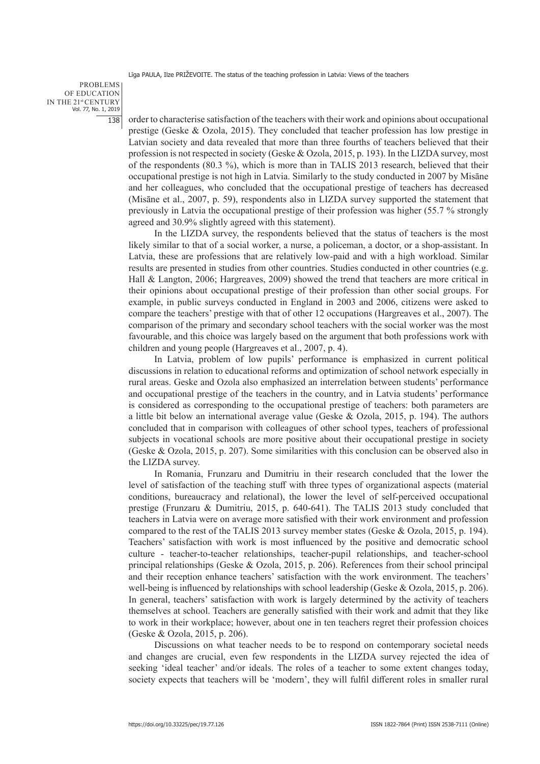order to characterise satisfaction of the teachers with their work and opinions about occupational prestige (Geske & Ozola, 2015). They concluded that teacher profession has low prestige in Latvian society and data revealed that more than three fourths of teachers believed that their profession is not respected in society (Geske & Ozola, 2015, p. 193). In the LIZDA survey, most of the respondents (80.3 %), which is more than in TALIS 2013 research, believed that their occupational prestige is not high in Latvia. Similarly to the study conducted in 2007 by Misāne and her colleagues, who concluded that the occupational prestige of teachers has decreased (Misāne et al., 2007, p. 59), respondents also in LIZDA survey supported the statement that previously in Latvia the occupational prestige of their profession was higher (55.7 % strongly agreed and 30.9% slightly agreed with this statement).

In the LIZDA survey, the respondents believed that the status of teachers is the most likely similar to that of a social worker, a nurse, a policeman, a doctor, or a shop-assistant. In Latvia, these are professions that are relatively low-paid and with a high workload. Similar results are presented in studies from other countries. Studies conducted in other countries (e.g. Hall & Langton, 2006; Hargreaves, 2009) showed the trend that teachers are more critical in their opinions about occupational prestige of their profession than other social groups. For example, in public surveys conducted in England in 2003 and 2006, citizens were asked to compare the teachers' prestige with that of other 12 occupations (Hargreaves et al., 2007). The comparison of the primary and secondary school teachers with the social worker was the most favourable, and this choice was largely based on the argument that both professions work with children and young people (Hargreaves et al., 2007, p. 4).

In Latvia, problem of low pupils' performance is emphasized in current political discussions in relation to educational reforms and optimization of school network especially in rural areas. Geske and Ozola also emphasized an interrelation between students' performance and occupational prestige of the teachers in the country, and in Latvia students' performance is considered as corresponding to the occupational prestige of teachers: both parameters are a little bit below an international average value (Geske & Ozola, 2015, p. 194). The authors concluded that in comparison with colleagues of other school types, teachers of professional subjects in vocational schools are more positive about their occupational prestige in society (Geske & Ozola, 2015, p. 207). Some similarities with this conclusion can be observed also in the LIZDA survey.

In Romania, Frunzaru and Dumitriu in their research concluded that the lower the level of satisfaction of the teaching stuff with three types of organizational aspects (material conditions, bureaucracy and relational), the lower the level of self-perceived occupational prestige (Frunzaru & Dumitriu, 2015, p. 640-641). The TALIS 2013 study concluded that teachers in Latvia were on average more satisfied with their work environment and profession compared to the rest of the TALIS 2013 survey member states (Geske & Ozola, 2015, p. 194). Teachers' satisfaction with work is most influenced by the positive and democratic school culture - teacher-to-teacher relationships, teacher-pupil relationships, and teacher-school principal relationships (Geske & Ozola, 2015, p. 206). References from their school principal and their reception enhance teachers' satisfaction with the work environment. The teachers' well-being is influenced by relationships with school leadership (Geske & Ozola, 2015, p. 206). In general, teachers' satisfaction with work is largely determined by the activity of teachers themselves at school. Teachers are generally satisfied with their work and admit that they like to work in their workplace; however, about one in ten teachers regret their profession choices (Geske & Ozola, 2015, p. 206).

Discussions on what teacher needs to be to respond on contemporary societal needs and changes are crucial, even few respondents in the LIZDA survey rejected the idea of seeking 'ideal teacher' and/or ideals. The roles of a teacher to some extent changes today, society expects that teachers will be 'modern', they will fulfil different roles in smaller rural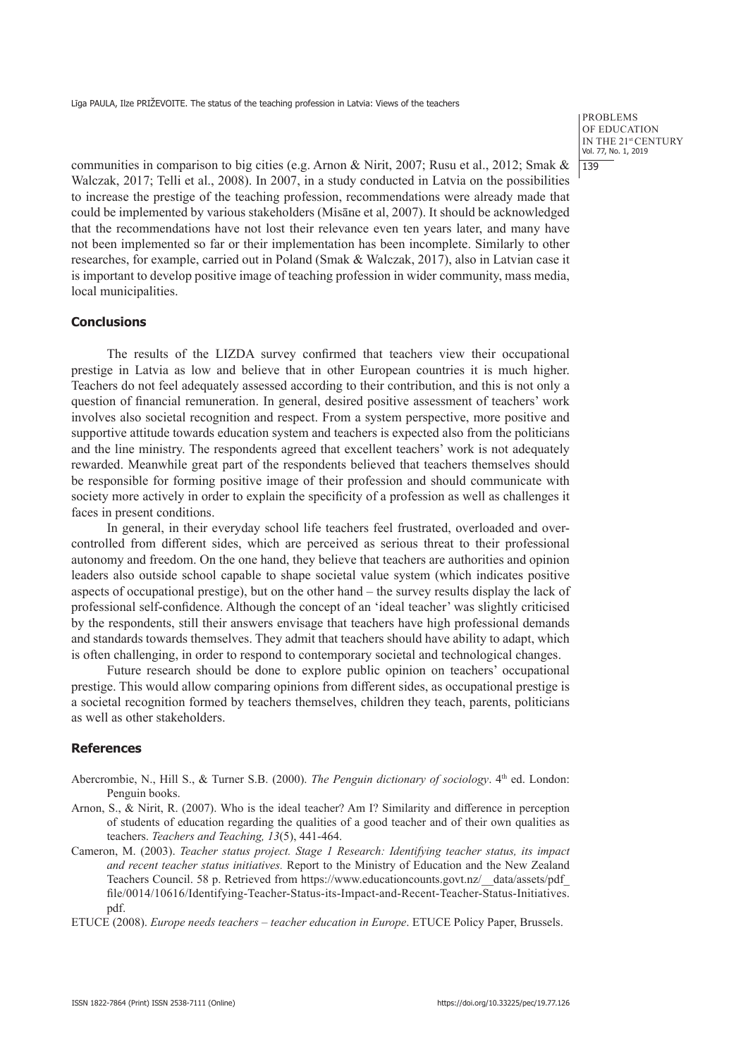communities in comparison to big cities (e.g. Arnon & Nirit, 2007; Rusu et al., 2012; Smak & Walczak, 2017; Telli et al., 2008). In 2007, in a study conducted in Latvia on the possibilities to increase the prestige of the teaching profession, recommendations were already made that could be implemented by various stakeholders (Misāne et al, 2007). It should be acknowledged that the recommendations have not lost their relevance even ten years later, and many have not been implemented so far or their implementation has been incomplete. Similarly to other researches, for example, carried out in Poland (Smak & Walczak, 2017), also in Latvian case it is important to develop positive image of teaching profession in wider community, mass media, local municipalities.

## Conclusions

The results of the LIZDA survey confirmed that teachers view their occupational prestige in Latvia as low and believe that in other European countries it is much higher. Teachers do not feel adequately assessed according to their contribution, and this is not only a question of financial remuneration. In general, desired positive assessment of teachers' work involves also societal recognition and respect. From a system perspective, more positive and supportive attitude towards education system and teachers is expected also from the politicians and the line ministry. The respondents agreed that excellent teachers' work is not adequately rewarded. Meanwhile great part of the respondents believed that teachers themselves should be responsible for forming positive image of their profession and should communicate with society more actively in order to explain the specificity of a profession as well as challenges it faces in present conditions.

In general, in their everyday school life teachers feel frustrated, overloaded and over-controlled from different sides, which are perceived as serious threat to their professional autonomy and freedom. On the one hand, they believe that teachers are authorities and opinion leaders also outside school capable to shape societal value system (which indicates positive aspects of occupational prestige), but on the other hand – the survey results display the lack of professional self-confidence. Although the concept of an 'ideal teacher' was slightly criticised by the respondents, still their answers envisage that teachers have high professional demands and standards towards themselves. They admit that teachers should have ability to adapt, which is often challenging, in order to respond to contemporary societal and technological changes.

Future research should be done to explore public opinion on teachers' occupational prestige. This would allow comparing opinions from different sides, as occupational prestige is a societal recognition formed by teachers themselves, children they teach, parents, politicians as well as other stakeholders.

## References

Abercrombie, N., Hill S., & Turner S.B. (2000). *The Penguin dictionary of sociology*. 4th ed. London: Penguin books.

Arnon, S., & Nirit, R. (2007). Who is the ideal teacher? Am I? Similarity and difference in perception of students of education regarding the qualities of a good teacher and of their own qualities as teachers. *Teachers and Teaching, 13*(5), 441-464.

Cameron, M. (2003). *Teacher status project. Stage 1 Research: Identifying teacher status, its impact and recent teacher status initiatives.* Report to the Ministry of Education and the New Zealand Teachers Council. 58 p. Retrieved from https://www.educationcounts.govt.nz/__data/assets/pdf_file/0014/10616/Identifying-Teacher-Status-its-Impact-and-Recent-Teacher-Status-Initiatives.pdf.

ETUCE (2008). *Europe needs teachers – teacher education in Europe*. ETUCE Policy Paper, Brussels.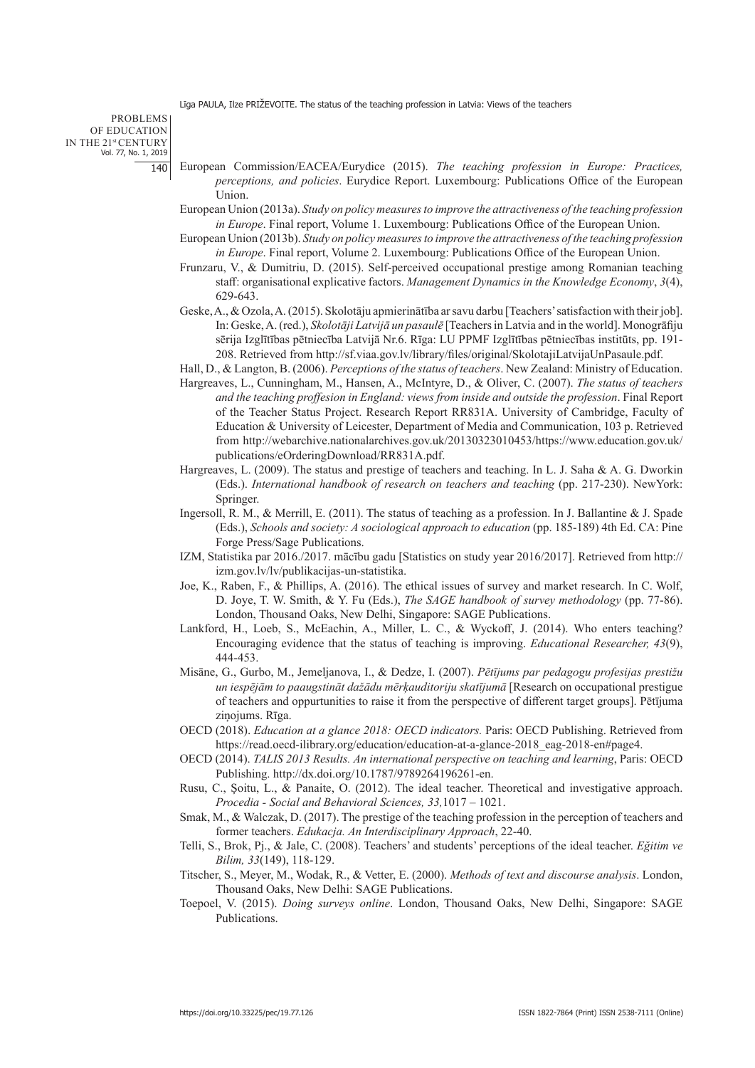European Commission/EACEA/Eurydice (2015). *The teaching profession in Europe: Practices, perceptions, and policies*. Eurydice Report. Luxembourg: Publications Office of the European Union.

European Union (2013a). *Study on policy measures to improve the attractiveness of the teaching profession in Europe*. Final report, Volume 1. Luxembourg: Publications Office of the European Union.

European Union (2013b). *Study on policy measures to improve the attractiveness of the teaching profession in Europe*. Final report, Volume 2. Luxembourg: Publications Office of the European Union.

Frunzaru, V., & Dumitriu, D. (2015). Self-perceived occupational prestige among Romanian teaching staff: organisational explicative factors. *Management Dynamics in the Knowledge Economy*, *3*(4), 629-643.

Geske, A., & Ozola, A. (2015). Skolotāju apmierinātība ar savu darbu [Teachers' satisfaction with their job]. In: Geske, A. (red.), *Skolotāji Latvijā un pasaulē* [Teachers in Latvia and in the world]. Monogrāfiju sērija Izglītības pētniecība Latvijā Nr.6. Rīga: LU PPMF Izglītības pētniecības institūts, pp. 191-208. Retrieved from http://sf.viaa.gov.lv/library/files/original/SkolotajiLatvijaUnPasaule.pdf.

Hall, D., & Langton, B. (2006). *Perceptions of the status of teachers*. New Zealand: Ministry of Education.

Hargreaves, L., Cunningham, M., Hansen, A., McIntyre, D., & Oliver, C. (2007). *The status of teachers and the teaching proffesion in England: views from inside and outside the profession*. Final Report of the Teacher Status Project. Research Report RR831A. University of Cambridge, Faculty of Education & University of Leicester, Department of Media and Communication, 103 p. Retrieved from http://webarchive.nationalarchives.gov.uk/20130323010453/https://www.education.gov.uk/publications/eOrderingDownload/RR831A.pdf.

Hargreaves, L. (2009). The status and prestige of teachers and teaching. In L. J. Saha & A. G. Dworkin (Eds.). *International handbook of research on teachers and teaching* (pp. 217-230). NewYork: Springer.

Ingersoll, R. M., & Merrill, E. (2011). The status of teaching as a profession. In J. Ballantine & J. Spade (Eds.), *Schools and society: A sociological approach to education* (pp. 185-189) 4th Ed. CA: Pine Forge Press/Sage Publications.

IZM, Statistika par 2016./2017. mācību gadu [Statistics on study year 2016/2017]. Retrieved from http://izm.gov.lv/lv/publikacijas-un-statistika.

Joe, K., Raben, F., & Phillips, A. (2016). The ethical issues of survey and market research. In C. Wolf, D. Joye, T. W. Smith, & Y. Fu (Eds.), *The SAGE handbook of survey methodology* (pp. 77-86). London, Thousand Oaks, New Delhi, Singapore: SAGE Publications.

Lankford, H., Loeb, S., McEachin, A., Miller, L. C., & Wyckoff, J. (2014). Who enters teaching? Encouraging evidence that the status of teaching is improving. *Educational Researcher, 43*(9), 444-453.

Misāne, G., Gurbo, M., Jemeljanova, I., & Dedze, I. (2007). *Pētījums par pedagogu profesijas prestižu un iespējām to paaugstināt dažādu mērķauditoriju skatījumā* [Research on occupational prestigue of teachers and oppurtunities to raise it from the perspective of different target groups]. Pētījuma ziņojums. Rīga.

OECD (2018). *Education at a glance 2018: OECD indicators.* Paris: OECD Publishing. Retrieved from https://read.oecd-ilibrary.org/education/education-at-a-glance-2018_eag-2018-en#page4.

OECD (2014). *TALIS 2013 Results. An international perspective on teaching and learning*, Paris: OECD Publishing. http://dx.doi.org/10.1787/9789264196261-en.

Rusu, C., Şoitu, L., & Panaite, O. (2012). The ideal teacher. Theoretical and investigative approach. *Procedia - Social and Behavioral Sciences, 33,*1017 – 1021.

Smak, M., & Walczak, D. (2017). The prestige of the teaching profession in the perception of teachers and former teachers. *Edukacja. An Interdisciplinary Approach*, 22-40.

Telli, S., Brok, Pj., & Jale, C. (2008). Teachers' and students' perceptions of the ideal teacher. *Eğitim ve Bilim, 33*(149), 118-129.

Titscher, S., Meyer, M., Wodak, R., & Vetter, E. (2000). *Methods of text and discourse analysis*. London, Thousand Oaks, New Delhi: SAGE Publications.

Toepoel, V. (2015). *Doing surveys online*. London, Thousand Oaks, New Delhi, Singapore: SAGE Publications.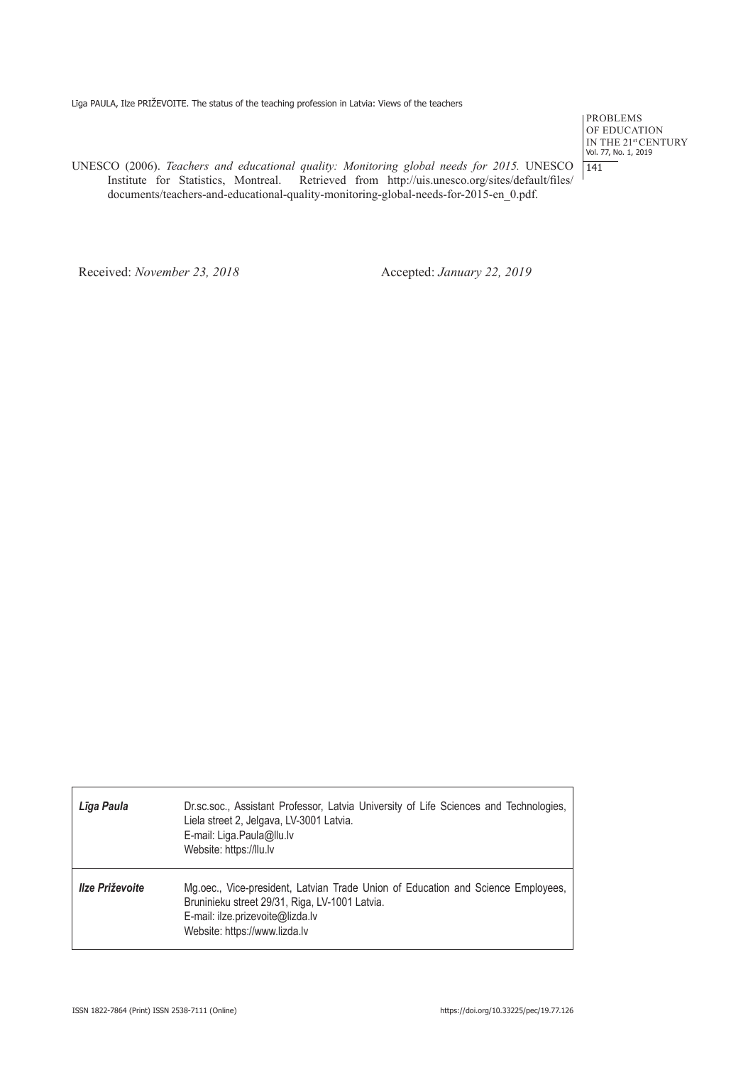UNESCO (2006). *Teachers and educational quality: Monitoring global needs for 2015.* UNESCO Institute for Statistics, Montreal. Retrieved from http://uis.unesco.org/sites/default/files/documents/teachers-and-educational-quality-monitoring-global-needs-for-2015-en_0.pdf.

Received: *November 23, 2018* Accepted: *January 22, 2019*

| | |
|---|---|
| ***Līga Paula*** | Dr.sc.soc., Assistant Professor, Latvia University of Life Sciences and Technologies, Liela street 2, Jelgava, LV-3001 Latvia. E-mail: Liga.Paula@llu.lv Website: https://llu.lv |
| ***Ilze Priževoite*** | Mg.oec., Vice-president, Latvian Trade Union of Education and Science Employees, Bruninieku street 29/31, Riga, LV-1001 Latvia. E-mail: ilze.prizevoite@lizda.lv Website: https://www.lizda.lv |